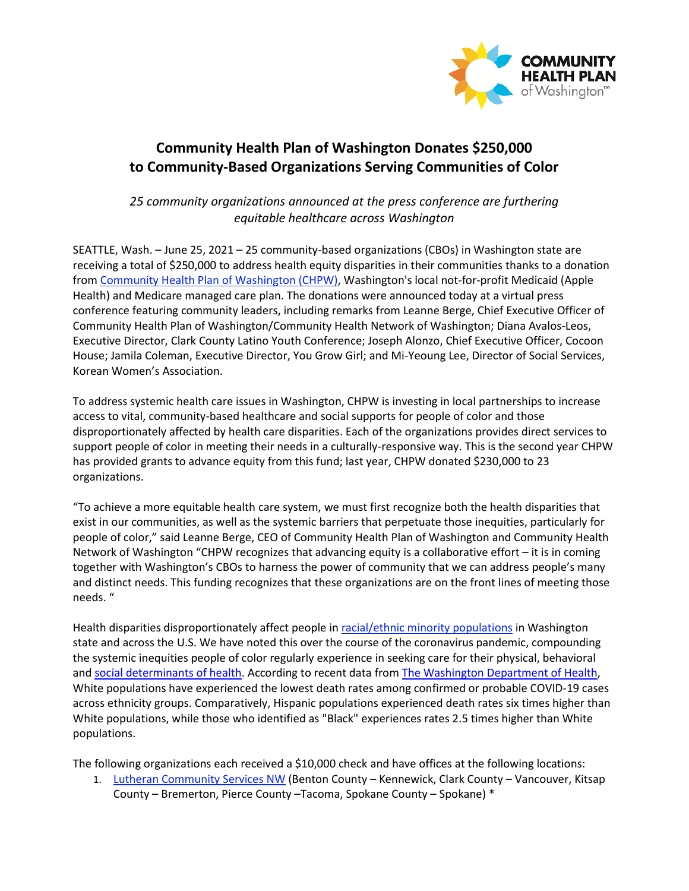# Community Health Plan of Washington Donates $250,000 to Community-Based Organizations Serving Communities of Color

*25 community organizations announced at the press conference are furthering equitable healthcare across Washington*

SEATTLE, Wash. – June 25, 2021 – 25 community-based organizations (CBOs) in Washington state are receiving a total of $250,000 to address health equity disparities in their communities thanks to a donation from Community Health Plan of Washington (CHPW), Washington's local not-for-profit Medicaid (Apple Health) and Medicare managed care plan. The donations were announced today at a virtual press conference featuring community leaders, including remarks from Leanne Berge, Chief Executive Officer of Community Health Plan of Washington/Community Health Network of Washington; Diana Avalos-Leos, Executive Director, Clark County Latino Youth Conference; Joseph Alonzo, Chief Executive Officer, Cocoon House; Jamila Coleman, Executive Director, You Grow Girl; and Mi-Yeoung Lee, Director of Social Services, Korean Women's Association.

To address systemic health care issues in Washington, CHPW is investing in local partnerships to increase access to vital, community-based healthcare and social supports for people of color and those disproportionately affected by health care disparities. Each of the organizations provides direct services to support people of color in meeting their needs in a culturally-responsive way. This is the second year CHPW has provided grants to advance equity from this fund; last year, CHPW donated $230,000 to 23 organizations.

"To achieve a more equitable health care system, we must first recognize both the health disparities that exist in our communities, as well as the systemic barriers that perpetuate those inequities, particularly for people of color," said Leanne Berge, CEO of Community Health Plan of Washington and Community Health Network of Washington "CHPW recognizes that advancing equity is a collaborative effort – it is in coming together with Washington's CBOs to harness the power of community that we can address people's many and distinct needs. This funding recognizes that these organizations are on the front lines of meeting those needs. "

Health disparities disproportionately affect people in racial/ethnic minority populations in Washington state and across the U.S. We have noted this over the course of the coronavirus pandemic, compounding the systemic inequities people of color regularly experience in seeking care for their physical, behavioral and social determinants of health. According to recent data from The Washington Department of Health, White populations have experienced the lowest death rates among confirmed or probable COVID-19 cases across ethnicity groups. Comparatively, Hispanic populations experienced death rates six times higher than White populations, while those who identified as "Black" experiences rates 2.5 times higher than White populations.

The following organizations each received a $10,000 check and have offices at the following locations:

1. Lutheran Community Services NW (Benton County – Kennewick, Clark County – Vancouver, Kitsap County – Bremerton, Pierce County –Tacoma, Spokane County – Spokane) *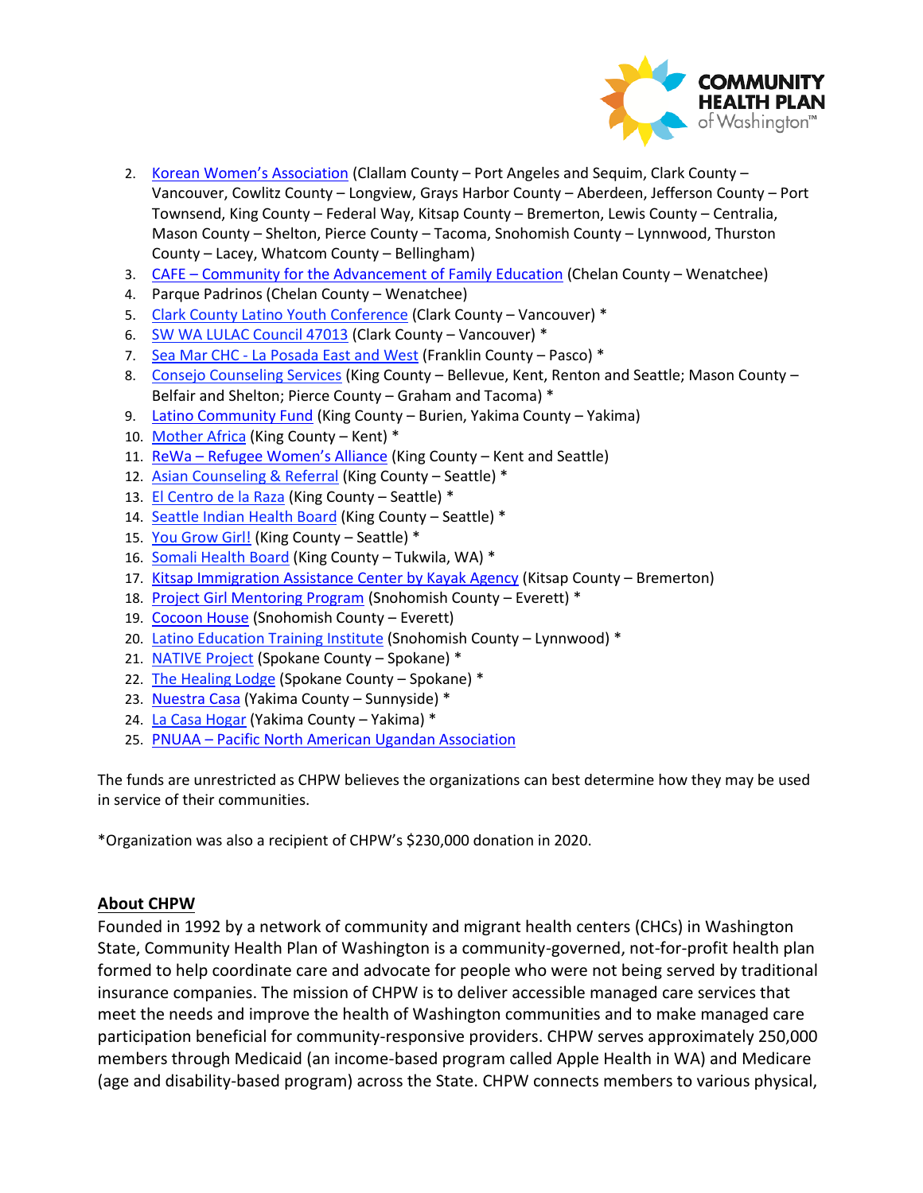2. Korean Women's Association (Clallam County – Port Angeles and Sequim, Clark County – Vancouver, Cowlitz County – Longview, Grays Harbor County – Aberdeen, Jefferson County – Port Townsend, King County – Federal Way, Kitsap County – Bremerton, Lewis County – Centralia, Mason County – Shelton, Pierce County – Tacoma, Snohomish County – Lynnwood, Thurston County – Lacey, Whatcom County – Bellingham)
3. CAFE – Community for the Advancement of Family Education (Chelan County – Wenatchee)
4. Parque Padrinos (Chelan County – Wenatchee)
5. Clark County Latino Youth Conference (Clark County – Vancouver) *
6. SW WA LULAC Council 47013 (Clark County – Vancouver) *
7. Sea Mar CHC - La Posada East and West (Franklin County – Pasco) *
8. Consejo Counseling Services (King County – Bellevue, Kent, Renton and Seattle; Mason County – Belfair and Shelton; Pierce County – Graham and Tacoma) *
9. Latino Community Fund (King County – Burien, Yakima County – Yakima)
10. Mother Africa (King County – Kent) *
11. ReWa – Refugee Women's Alliance (King County – Kent and Seattle)
12. Asian Counseling & Referral (King County – Seattle) *
13. El Centro de la Raza (King County – Seattle) *
14. Seattle Indian Health Board (King County – Seattle) *
15. You Grow Girl! (King County – Seattle) *
16. Somali Health Board (King County – Tukwila, WA) *
17. Kitsap Immigration Assistance Center by Kayak Agency (Kitsap County – Bremerton)
18. Project Girl Mentoring Program (Snohomish County – Everett) *
19. Cocoon House (Snohomish County – Everett)
20. Latino Education Training Institute (Snohomish County – Lynnwood) *
21. NATIVE Project (Spokane County – Spokane) *
22. The Healing Lodge (Spokane County – Spokane) *
23. Nuestra Casa (Yakima County – Sunnyside) *
24. La Casa Hogar (Yakima County – Yakima) *
25. PNUAA – Pacific North American Ugandan Association

The funds are unrestricted as CHPW believes the organizations can best determine how they may be used in service of their communities.

*Organization was also a recipient of CHPW's $230,000 donation in 2020.

## About CHPW

Founded in 1992 by a network of community and migrant health centers (CHCs) in Washington State, Community Health Plan of Washington is a community-governed, not-for-profit health plan formed to help coordinate care and advocate for people who were not being served by traditional insurance companies. The mission of CHPW is to deliver accessible managed care services that meet the needs and improve the health of Washington communities and to make managed care participation beneficial for community-responsive providers. CHPW serves approximately 250,000 members through Medicaid (an income-based program called Apple Health in WA) and Medicare (age and disability-based program) across the State. CHPW connects members to various physical,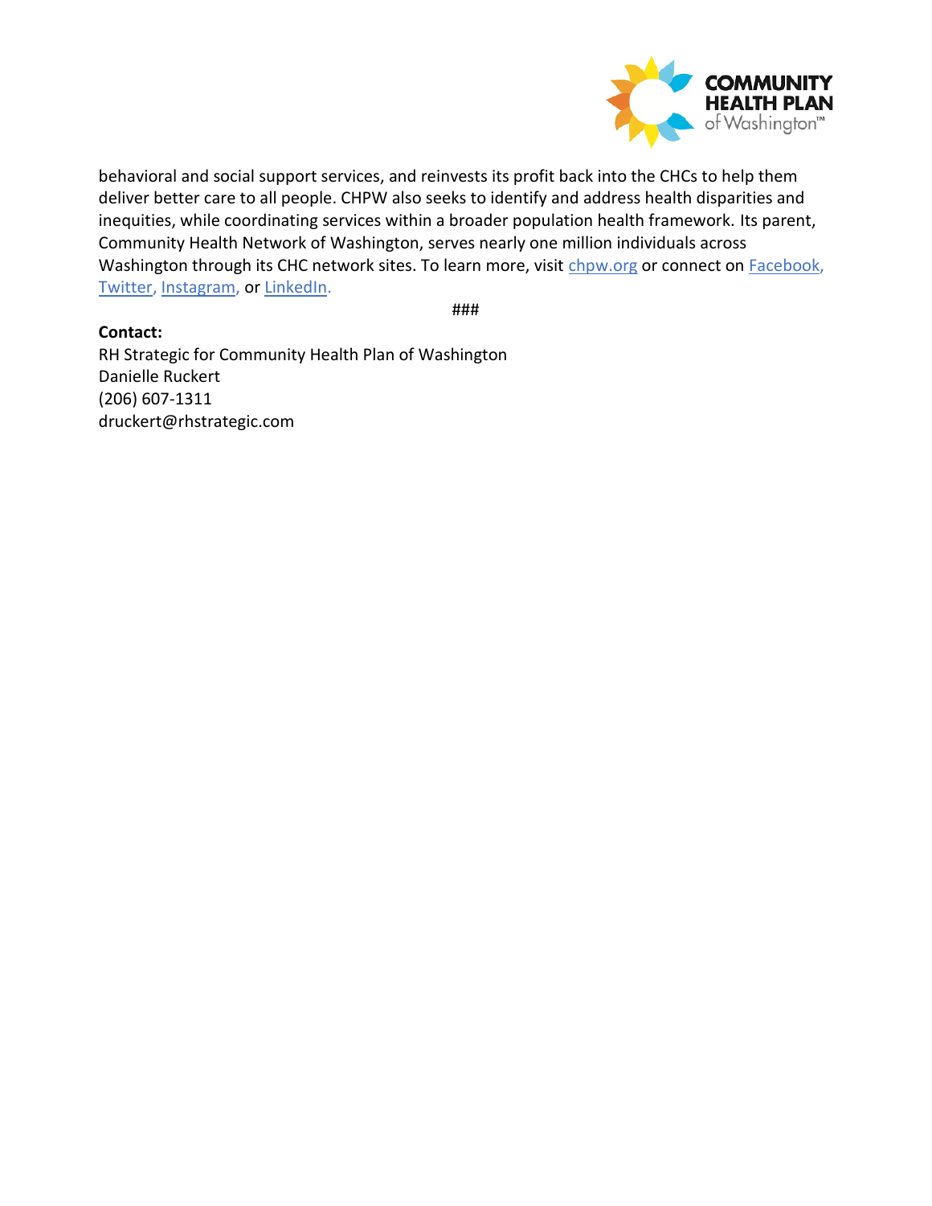behavioral and social support services, and reinvests its profit back into the CHCs to help them deliver better care to all people. CHPW also seeks to identify and address health disparities and inequities, while coordinating services within a broader population health framework. Its parent, Community Health Network of Washington, serves nearly one million individuals across Washington through its CHC network sites. To learn more, visit chpw.org or connect on Facebook, Twitter, Instagram, or LinkedIn.

###

**Contact:**
RH Strategic for Community Health Plan of Washington
Danielle Ruckert
(206) 607-1311
druckert@rhstrategic.com